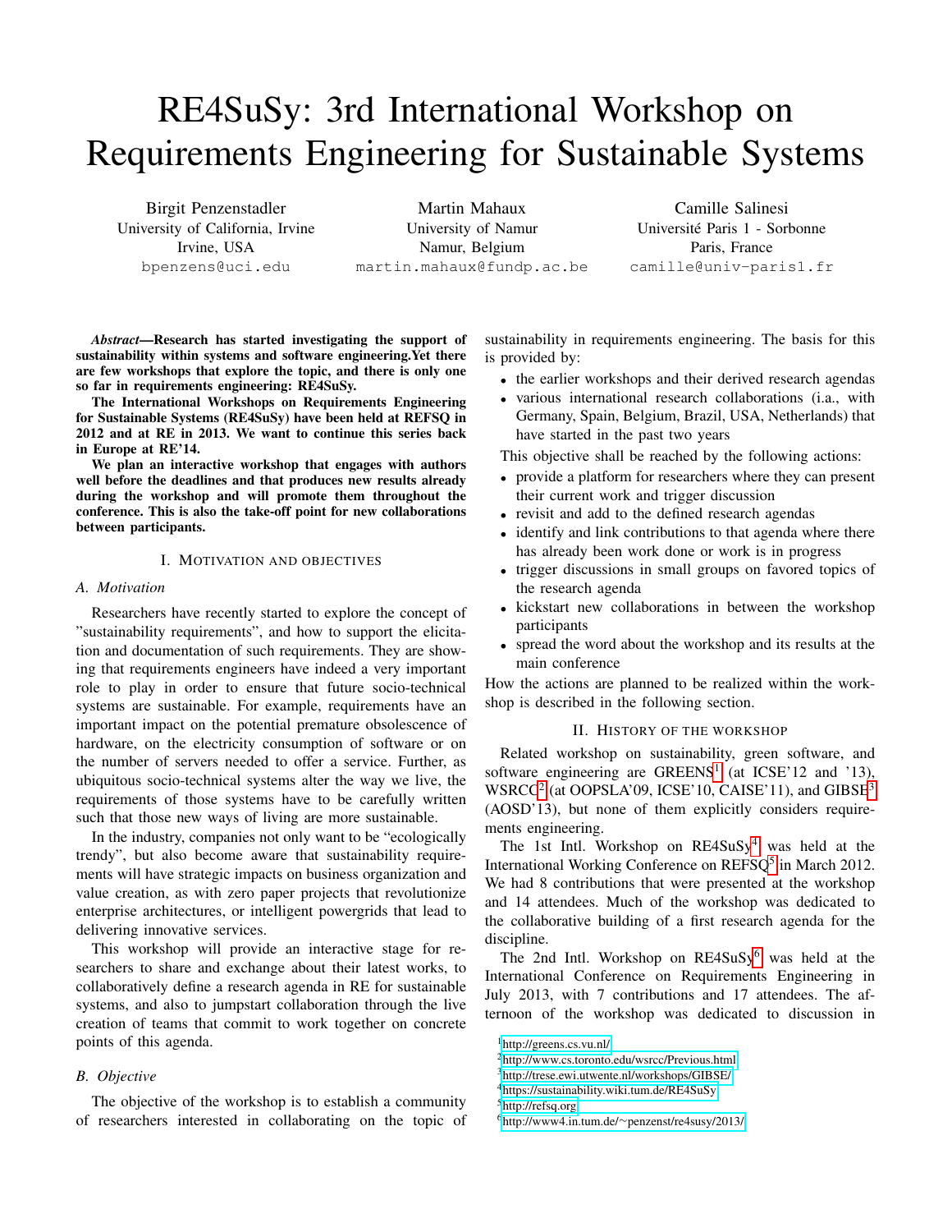# RE4SuSy: 3rd International Workshop on Requirements Engineering for Sustainable Systems

Birgit Penzenstadler
University of California, Irvine
Irvine, USA
bpenzens@uci.edu

Martin Mahaux
University of Namur
Namur, Belgium
martin.mahaux@fundp.ac.be

Camille Salinesi
Université Paris 1 - Sorbonne
Paris, France
camille@univ-paris1.fr

***Abstract*—Research has started investigating the support of sustainability within systems and software engineering.Yet there are few workshops that explore the topic, and there is only one so far in requirements engineering: RE4SuSy.**

**The International Workshops on Requirements Engineering for Sustainable Systems (RE4SuSy) have been held at REFSQ in 2012 and at RE in 2013. We want to continue this series back in Europe at RE'14.**

**We plan an interactive workshop that engages with authors well before the deadlines and that produces new results already during the workshop and will promote them throughout the conference. This is also the take-off point for new collaborations between participants.**

## I. Motivation and Objectives

### A. Motivation

Researchers have recently started to explore the concept of "sustainability requirements", and how to support the elicitation and documentation of such requirements. They are showing that requirements engineers have indeed a very important role to play in order to ensure that future socio-technical systems are sustainable. For example, requirements have an important impact on the potential premature obsolescence of hardware, on the electricity consumption of software or on the number of servers needed to offer a service. Further, as ubiquitous socio-technical systems alter the way we live, the requirements of those systems have to be carefully written such that those new ways of living are more sustainable.

In the industry, companies not only want to be "ecologically trendy", but also become aware that sustainability requirements will have strategic impacts on business organization and value creation, as with zero paper projects that revolutionize enterprise architectures, or intelligent powergrids that lead to delivering innovative services.

This workshop will provide an interactive stage for researchers to share and exchange about their latest works, to collaboratively define a research agenda in RE for sustainable systems, and also to jumpstart collaboration through the live creation of teams that commit to work together on concrete points of this agenda.

### B. Objective

The objective of the workshop is to establish a community of researchers interested in collaborating on the topic of sustainability in requirements engineering. The basis for this is provided by:

- the earlier workshops and their derived research agendas
- various international research collaborations (i.a., with Germany, Spain, Belgium, Brazil, USA, Netherlands) that have started in the past two years

This objective shall be reached by the following actions:

- provide a platform for researchers where they can present their current work and trigger discussion
- revisit and add to the defined research agendas
- identify and link contributions to that agenda where there has already been work done or work is in progress
- trigger discussions in small groups on favored topics of the research agenda
- kickstart new collaborations in between the workshop participants
- spread the word about the workshop and its results at the main conference

How the actions are planned to be realized within the workshop is described in the following section.

## II. History of the Workshop

Related workshop on sustainability, green software, and software engineering are GREENS[1] (at ICSE'12 and '13), WSRCC[2] (at OOPSLA'09, ICSE'10, CAISE'11), and GIBSE[3] (AOSD'13), but none of them explicitly considers requirements engineering.

The 1st Intl. Workshop on RE4SuSy[4] was held at the International Working Conference on REFSQ[5] in March 2012. We had 8 contributions that were presented at the workshop and 14 attendees. Much of the workshop was dedicated to the collaborative building of a first research agenda for the discipline.

The 2nd Intl. Workshop on RE4SuSy[6] was held at the International Conference on Requirements Engineering in July 2013, with 7 contributions and 17 attendees. The afternoon of the workshop was dedicated to discussion in

[1] http://greens.cs.vu.nl/

[2] http://www.cs.toronto.edu/wsrcc/Previous.html

[3] http://trese.ewi.utwente.nl/workshops/GIBSE/

[4] https://sustainability.wiki.tum.de/RE4SuSy

[5] http://refsq.org

[6] http://www4.in.tum.de/~penzenst/re4susy/2013/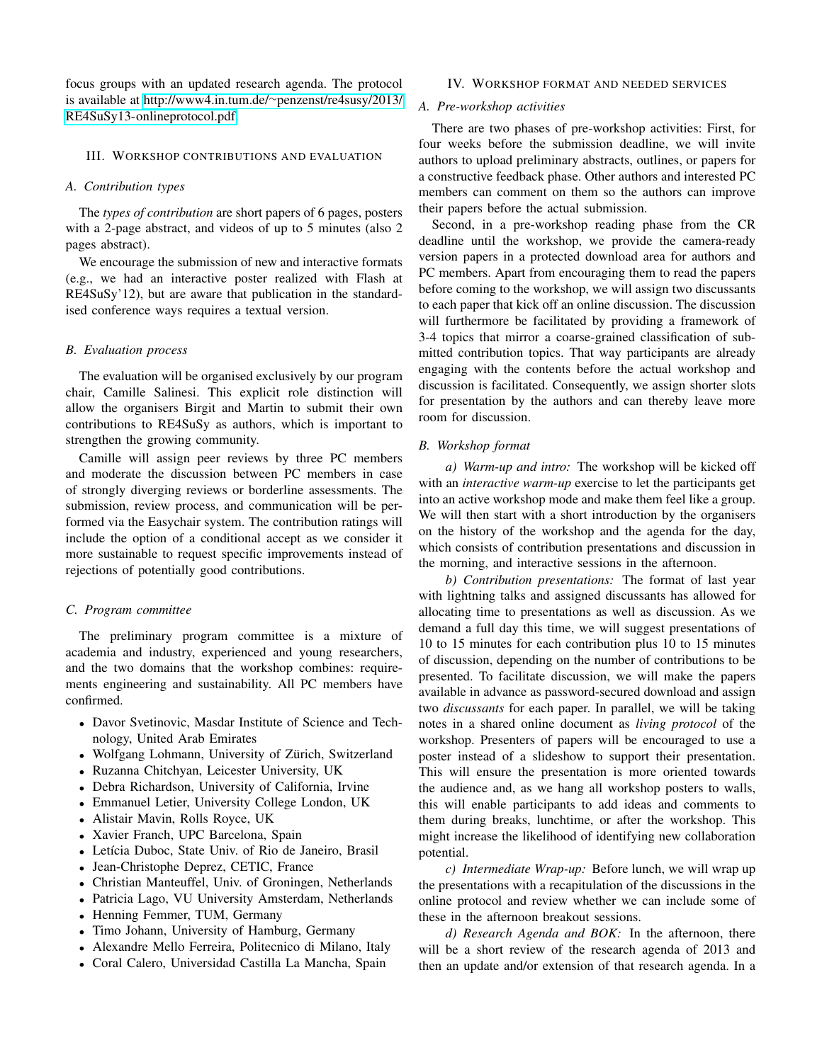focus groups with an updated research agenda. The protocol is available at http://www4.in.tum.de/~penzenst/re4susy/2013/RE4SuSy13-onlineprotocol.pdf

## III. Workshop contributions and evaluation

### A. Contribution types

The *types of contribution* are short papers of 6 pages, posters with a 2-page abstract, and videos of up to 5 minutes (also 2 pages abstract).

We encourage the submission of new and interactive formats (e.g., we had an interactive poster realized with Flash at RE4SuSy'12), but are aware that publication in the standardised conference ways requires a textual version.

### B. Evaluation process

The evaluation will be organised exclusively by our program chair, Camille Salinesi. This explicit role distinction will allow the organisers Birgit and Martin to submit their own contributions to RE4SuSy as authors, which is important to strengthen the growing community.

Camille will assign peer reviews by three PC members and moderate the discussion between PC members in case of strongly diverging reviews or borderline assessments. The submission, review process, and communication will be performed via the Easychair system. The contribution ratings will include the option of a conditional accept as we consider it more sustainable to request specific improvements instead of rejections of potentially good contributions.

### C. Program committee

The preliminary program committee is a mixture of academia and industry, experienced and young researchers, and the two domains that the workshop combines: requirements engineering and sustainability. All PC members have confirmed.

- Davor Svetinovic, Masdar Institute of Science and Technology, United Arab Emirates
- Wolfgang Lohmann, University of Zürich, Switzerland
- Ruzanna Chitchyan, Leicester University, UK
- Debra Richardson, University of California, Irvine
- Emmanuel Letier, University College London, UK
- Alistair Mavin, Rolls Royce, UK
- Xavier Franch, UPC Barcelona, Spain
- Letícia Duboc, State Univ. of Rio de Janeiro, Brasil
- Jean-Christophe Deprez, CETIC, France
- Christian Manteuffel, Univ. of Groningen, Netherlands
- Patricia Lago, VU University Amsterdam, Netherlands
- Henning Femmer, TUM, Germany
- Timo Johann, University of Hamburg, Germany
- Alexandre Mello Ferreira, Politecnico di Milano, Italy
- Coral Calero, Universidad Castilla La Mancha, Spain

## IV. Workshop format and needed services

### A. Pre-workshop activities

There are two phases of pre-workshop activities: First, for four weeks before the submission deadline, we will invite authors to upload preliminary abstracts, outlines, or papers for a constructive feedback phase. Other authors and interested PC members can comment on them so the authors can improve their papers before the actual submission.

Second, in a pre-workshop reading phase from the CR deadline until the workshop, we provide the camera-ready version papers in a protected download area for authors and PC members. Apart from encouraging them to read the papers before coming to the workshop, we will assign two discussants to each paper that kick off an online discussion. The discussion will furthermore be facilitated by providing a framework of 3-4 topics that mirror a coarse-grained classification of submitted contribution topics. That way participants are already engaging with the contents before the actual workshop and discussion is facilitated. Consequently, we assign shorter slots for presentation by the authors and can thereby leave more room for discussion.

### B. Workshop format

*a) Warm-up and intro:* The workshop will be kicked off with an *interactive warm-up* exercise to let the participants get into an active workshop mode and make them feel like a group. We will then start with a short introduction by the organisers on the history of the workshop and the agenda for the day, which consists of contribution presentations and discussion in the morning, and interactive sessions in the afternoon.

*b) Contribution presentations:* The format of last year with lightning talks and assigned discussants has allowed for allocating time to presentations as well as discussion. As we demand a full day this time, we will suggest presentations of 10 to 15 minutes for each contribution plus 10 to 15 minutes of discussion, depending on the number of contributions to be presented. To facilitate discussion, we will make the papers available in advance as password-secured download and assign two *discussants* for each paper. In parallel, we will be taking notes in a shared online document as *living protocol* of the workshop. Presenters of papers will be encouraged to use a poster instead of a slideshow to support their presentation. This will ensure the presentation is more oriented towards the audience and, as we hang all workshop posters to walls, this will enable participants to add ideas and comments to them during breaks, lunchtime, or after the workshop. This might increase the likelihood of identifying new collaboration potential.

*c) Intermediate Wrap-up:* Before lunch, we will wrap up the presentations with a recapitulation of the discussions in the online protocol and review whether we can include some of these in the afternoon breakout sessions.

*d) Research Agenda and BOK:* In the afternoon, there will be a short review of the research agenda of 2013 and then an update and/or extension of that research agenda. In a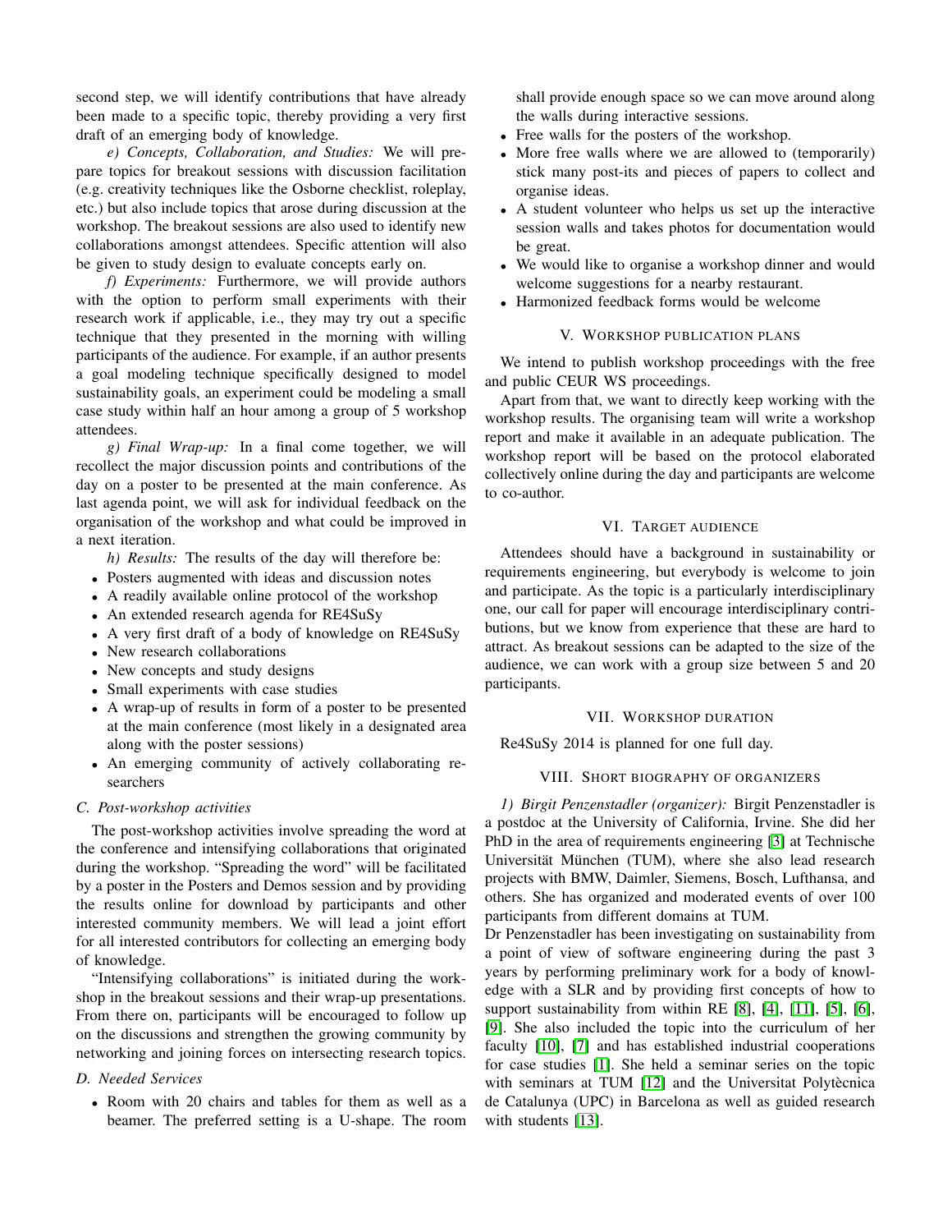second step, we will identify contributions that have already been made to a specific topic, thereby providing a very first draft of an emerging body of knowledge.

*e) Concepts, Collaboration, and Studies:* We will prepare topics for breakout sessions with discussion facilitation (e.g. creativity techniques like the Osborne checklist, roleplay, etc.) but also include topics that arose during discussion at the workshop. The breakout sessions are also used to identify new collaborations amongst attendees. Specific attention will also be given to study design to evaluate concepts early on.

*f) Experiments:* Furthermore, we will provide authors with the option to perform small experiments with their research work if applicable, i.e., they may try out a specific technique that they presented in the morning with willing participants of the audience. For example, if an author presents a goal modeling technique specifically designed to model sustainability goals, an experiment could be modeling a small case study within half an hour among a group of 5 workshop attendees.

*g) Final Wrap-up:* In a final come together, we will recollect the major discussion points and contributions of the day on a poster to be presented at the main conference. As last agenda point, we will ask for individual feedback on the organisation of the workshop and what could be improved in a next iteration.

*h) Results:* The results of the day will therefore be:

- Posters augmented with ideas and discussion notes
- A readily available online protocol of the workshop
- An extended research agenda for RE4SuSy
- A very first draft of a body of knowledge on RE4SuSy
- New research collaborations
- New concepts and study designs
- Small experiments with case studies
- A wrap-up of results in form of a poster to be presented at the main conference (most likely in a designated area along with the poster sessions)
- An emerging community of actively collaborating researchers

### C. Post-workshop activities

The post-workshop activities involve spreading the word at the conference and intensifying collaborations that originated during the workshop. "Spreading the word" will be facilitated by a poster in the Posters and Demos session and by providing the results online for download by participants and other interested community members. We will lead a joint effort for all interested contributors for collecting an emerging body of knowledge.

"Intensifying collaborations" is initiated during the workshop in the breakout sessions and their wrap-up presentations. From there on, participants will be encouraged to follow up on the discussions and strengthen the growing community by networking and joining forces on intersecting research topics.

### D. Needed Services

- Room with 20 chairs and tables for them as well as a beamer. The preferred setting is a U-shape. The room shall provide enough space so we can move around along the walls during interactive sessions.
- Free walls for the posters of the workshop.
- More free walls where we are allowed to (temporarily) stick many post-its and pieces of papers to collect and organise ideas.
- A student volunteer who helps us set up the interactive session walls and takes photos for documentation would be great.
- We would like to organise a workshop dinner and would welcome suggestions for a nearby restaurant.
- Harmonized feedback forms would be welcome

## V. Workshop Publication Plans

We intend to publish workshop proceedings with the free and public CEUR WS proceedings.

Apart from that, we want to directly keep working with the workshop results. The organising team will write a workshop report and make it available in an adequate publication. The workshop report will be based on the protocol elaborated collectively online during the day and participants are welcome to co-author.

## VI. Target Audience

Attendees should have a background in sustainability or requirements engineering, but everybody is welcome to join and participate. As the topic is a particularly interdisciplinary one, our call for paper will encourage interdisciplinary contributions, but we know from experience that these are hard to attract. As breakout sessions can be adapted to the size of the audience, we can work with a group size between 5 and 20 participants.

## VII. Workshop Duration

Re4SuSy 2014 is planned for one full day.

## VIII. Short Biography of Organizers

*1) Birgit Penzenstadler (organizer):* Birgit Penzenstadler is a postdoc at the University of California, Irvine. She did her PhD in the area of requirements engineering [3] at Technische Universität München (TUM), where she also lead research projects with BMW, Daimler, Siemens, Bosch, Lufthansa, and others. She has organized and moderated events of over 100 participants from different domains at TUM.

Dr Penzenstadler has been investigating on sustainability from a point of view of software engineering during the past 3 years by performing preliminary work for a body of knowledge with a SLR and by providing first concepts of how to support sustainability from within RE [8], [4], [11], [5], [6], [9]. She also included the topic into the curriculum of her faculty [10], [7] and has established industrial cooperations for case studies [1]. She held a seminar series on the topic with seminars at TUM [12] and the Universitat Polytècnica de Catalunya (UPC) in Barcelona as well as guided research with students [13].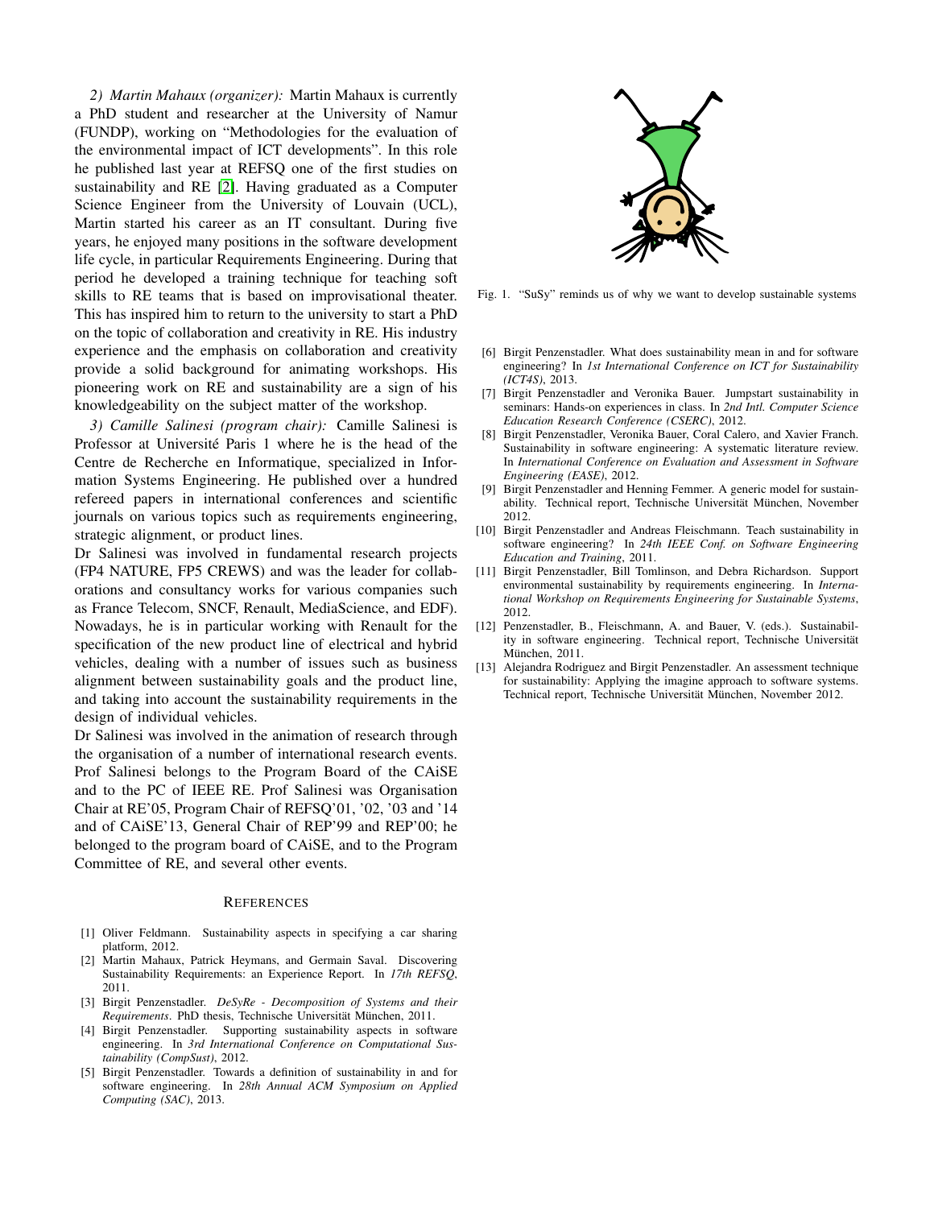*2) Martin Mahaux (organizer):* Martin Mahaux is currently a PhD student and researcher at the University of Namur (FUNDP), working on "Methodologies for the evaluation of the environmental impact of ICT developments". In this role he published last year at REFSQ one of the first studies on sustainability and RE [2]. Having graduated as a Computer Science Engineer from the University of Louvain (UCL), Martin started his career as an IT consultant. During five years, he enjoyed many positions in the software development life cycle, in particular Requirements Engineering. During that period he developed a training technique for teaching soft skills to RE teams that is based on improvisational theater. This has inspired him to return to the university to start a PhD on the topic of collaboration and creativity in RE. His industry experience and the emphasis on collaboration and creativity provide a solid background for animating workshops. His pioneering work on RE and sustainability are a sign of his knowledgeability on the subject matter of the workshop.

*3) Camille Salinesi (program chair):* Camille Salinesi is Professor at Université Paris 1 where he is the head of the Centre de Recherche en Informatique, specialized in Information Systems Engineering. He published over a hundred refereed papers in international conferences and scientific journals on various topics such as requirements engineering, strategic alignment, or product lines.

Dr Salinesi was involved in fundamental research projects (FP4 NATURE, FP5 CREWS) and was the leader for collaborations and consultancy works for various companies such as France Telecom, SNCF, Renault, MediaScience, and EDF). Nowadays, he is in particular working with Renault for the specification of the new product line of electrical and hybrid vehicles, dealing with a number of issues such as business alignment between sustainability goals and the product line, and taking into account the sustainability requirements in the design of individual vehicles.

Dr Salinesi was involved in the animation of research through the organisation of a number of international research events. Prof Salinesi belongs to the Program Board of the CAiSE and to the PC of IEEE RE. Prof Salinesi was Organisation Chair at RE'05, Program Chair of REFSQ'01, '02, '03 and '14 and of CAiSE'13, General Chair of REP'99 and REP'00; he belonged to the program board of CAiSE, and to the Program Committee of RE, and several other events.

Fig. 1. "SuSy" reminds us of why we want to develop sustainable systems

## References

[1] Oliver Feldmann. Sustainability aspects in specifying a car sharing platform, 2012.

[2] Martin Mahaux, Patrick Heymans, and Germain Saval. Discovering Sustainability Requirements: an Experience Report. In *17th REFSQ*, 2011.

[3] Birgit Penzenstadler. *DeSyRe - Decomposition of Systems and their Requirements*. PhD thesis, Technische Universität München, 2011.

[4] Birgit Penzenstadler. Supporting sustainability aspects in software engineering. In *3rd International Conference on Computational Sustainability (CompSust)*, 2012.

[5] Birgit Penzenstadler. Towards a definition of sustainability in and for software engineering. In *28th Annual ACM Symposium on Applied Computing (SAC)*, 2013.

[6] Birgit Penzenstadler. What does sustainability mean in and for software engineering? In *1st International Conference on ICT for Sustainability (ICT4S)*, 2013.

[7] Birgit Penzenstadler and Veronika Bauer. Jumpstart sustainability in seminars: Hands-on experiences in class. In *2nd Intl. Computer Science Education Research Conference (CSERC)*, 2012.

[8] Birgit Penzenstadler, Veronika Bauer, Coral Calero, and Xavier Franch. Sustainability in software engineering: A systematic literature review. In *International Conference on Evaluation and Assessment in Software Engineering (EASE)*, 2012.

[9] Birgit Penzenstadler and Henning Femmer. A generic model for sustainability. Technical report, Technische Universität München, November 2012.

[10] Birgit Penzenstadler and Andreas Fleischmann. Teach sustainability in software engineering? In *24th IEEE Conf. on Software Engineering Education and Training*, 2011.

[11] Birgit Penzenstadler, Bill Tomlinson, and Debra Richardson. Support environmental sustainability by requirements engineering. In *International Workshop on Requirements Engineering for Sustainable Systems*, 2012.

[12] Penzenstadler, B., Fleischmann, A. and Bauer, V. (eds.). Sustainability in software engineering. Technical report, Technische Universität München, 2011.

[13] Alejandra Rodriguez and Birgit Penzenstadler. An assessment technique for sustainability: Applying the imagine approach to software systems. Technical report, Technische Universität München, November 2012.